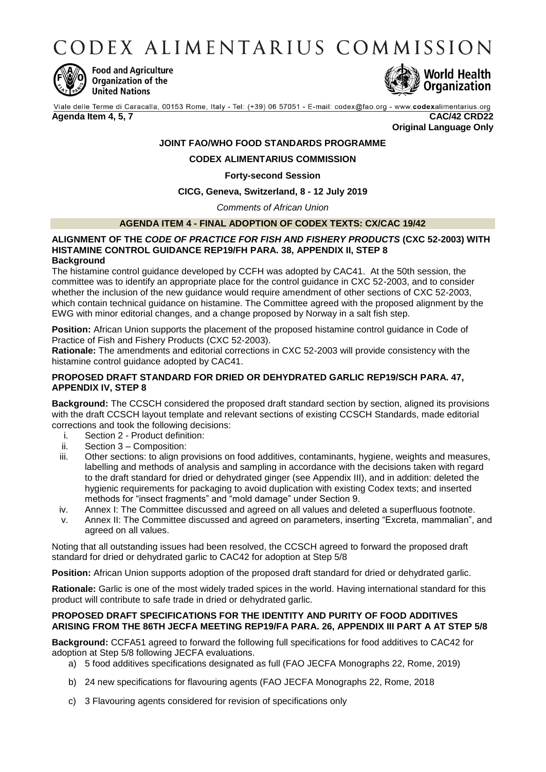# CODEX ALIMENTARIUS COMMISSION

**Food and Agriculture Organization of the United Nations**

**World Health Organization**

Viale delle Terme di Caracalla, 00153 Rome, Italy - Tel: (+39) 06 57051 - E-mail: codex@fao.org - www.codexalimentarius.org

**Agenda Item 4, 5, 7** **CAC/42 CRD22**

**Original Language Only**

**JOINT FAO/WHO FOOD STANDARDS PROGRAMME**

**CODEX ALIMENTARIUS COMMISSION**

**Forty-second Session**

**CICG, Geneva, Switzerland, 8 - 12 July 2019**

*Comments of African Union*

## AGENDA ITEM 4 - FINAL ADOPTION OF CODEX TEXTS: CX/CAC 19/42

### ALIGNMENT OF THE *CODE OF PRACTICE FOR FISH AND FISHERY PRODUCTS* (CXC 52-2003) WITH HISTAMINE CONTROL GUIDANCE REP19/FH PARA. 38, APPENDIX II, STEP 8

**Background**

The histamine control guidance developed by CCFH was adopted by CAC41. At the 50th session, the committee was to identify an appropriate place for the control guidance in CXC 52-2003, and to consider whether the inclusion of the new guidance would require amendment of other sections of CXC 52-2003, which contain technical guidance on histamine. The Committee agreed with the proposed alignment by the EWG with minor editorial changes, and a change proposed by Norway in a salt fish step.

**Position:** African Union supports the placement of the proposed histamine control guidance in Code of Practice of Fish and Fishery Products (CXC 52-2003).

**Rationale:** The amendments and editorial corrections in CXC 52-2003 will provide consistency with the histamine control guidance adopted by CAC41.

### PROPOSED DRAFT STANDARD FOR DRIED OR DEHYDRATED GARLIC REP19/SCH PARA. 47, APPENDIX IV, STEP 8

**Background:** The CCSCH considered the proposed draft standard section by section, aligned its provisions with the draft CCSCH layout template and relevant sections of existing CCSCH Standards, made editorial corrections and took the following decisions:

i. Section 2 - Product definition:
ii. Section 3 – Composition:
iii. Other sections: to align provisions on food additives, contaminants, hygiene, weights and measures, labelling and methods of analysis and sampling in accordance with the decisions taken with regard to the draft standard for dried or dehydrated ginger (see Appendix III), and in addition: deleted the hygienic requirements for packaging to avoid duplication with existing Codex texts; and inserted methods for "insect fragments" and "mold damage" under Section 9.
iv. Annex I: The Committee discussed and agreed on all values and deleted a superfluous footnote.
v. Annex II: The Committee discussed and agreed on parameters, inserting "Excreta, mammalian", and agreed on all values.

Noting that all outstanding issues had been resolved, the CCSCH agreed to forward the proposed draft standard for dried or dehydrated garlic to CAC42 for adoption at Step 5/8

**Position:** African Union supports adoption of the proposed draft standard for dried or dehydrated garlic.

**Rationale:** Garlic is one of the most widely traded spices in the world. Having international standard for this product will contribute to safe trade in dried or dehydrated garlic.

### PROPOSED DRAFT SPECIFICATIONS FOR THE IDENTITY AND PURITY OF FOOD ADDITIVES ARISING FROM THE 86TH JECFA MEETING REP19/FA PARA. 26, APPENDIX III PART A AT STEP 5/8

**Background:** CCFA51 agreed to forward the following full specifications for food additives to CAC42 for adoption at Step 5/8 following JECFA evaluations.

a) 5 food additives specifications designated as full (FAO JECFA Monographs 22, Rome, 2019)

b) 24 new specifications for flavouring agents (FAO JECFA Monographs 22, Rome, 2018

c) 3 Flavouring agents considered for revision of specifications only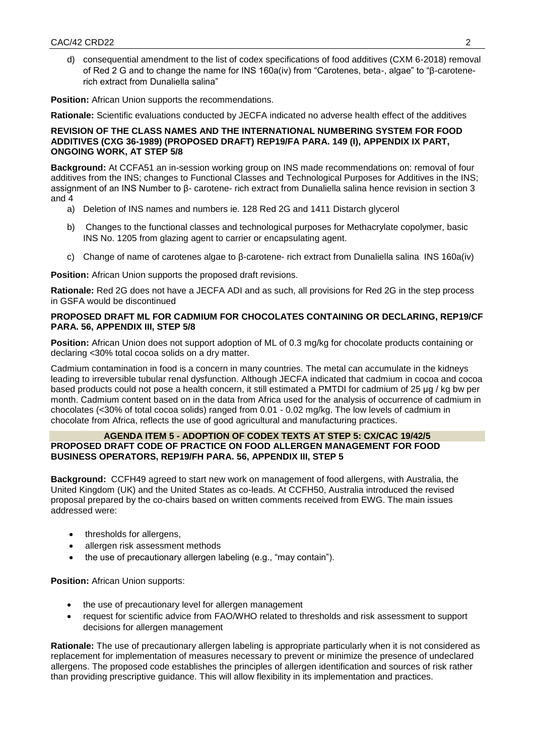d) consequential amendment to the list of codex specifications of food additives (CXM 6-2018) removal of Red 2 G and to change the name for INS 160a(iv) from "Carotenes, beta-, algae" to "β-carotene-rich extract from Dunaliella salina"

**Position:** African Union supports the recommendations.

**Rationale:** Scientific evaluations conducted by JECFA indicated no adverse health effect of the additives

**REVISION OF THE CLASS NAMES AND THE INTERNATIONAL NUMBERING SYSTEM FOR FOOD ADDITIVES (CXG 36-1989) (PROPOSED DRAFT) REP19/FA PARA. 149 (I), APPENDIX IX PART, ONGOING WORK, AT STEP 5/8**

**Background:** At CCFA51 an in-session working group on INS made recommendations on: removal of four additives from the INS; changes to Functional Classes and Technological Purposes for Additives in the INS; assignment of an INS Number to β- carotene- rich extract from Dunaliella salina hence revision in section 3 and 4

a) Deletion of INS names and numbers ie. 128 Red 2G and 1411 Distarch glycerol
b) Changes to the functional classes and technological purposes for Methacrylate copolymer, basic INS No. 1205 from glazing agent to carrier or encapsulating agent.
c) Change of name of carotenes algae to β-carotene- rich extract from Dunaliella salina INS 160a(iv)

**Position:** African Union supports the proposed draft revisions.

**Rationale:** Red 2G does not have a JECFA ADI and as such, all provisions for Red 2G in the step process in GSFA would be discontinued

**PROPOSED DRAFT ML FOR CADMIUM FOR CHOCOLATES CONTAINING OR DECLARING, REP19/CF PARA. 56, APPENDIX III, STEP 5/8**

**Position:** African Union does not support adoption of ML of 0.3 mg/kg for chocolate products containing or declaring <30% total cocoa solids on a dry matter.

Cadmium contamination in food is a concern in many countries. The metal can accumulate in the kidneys leading to irreversible tubular renal dysfunction. Although JECFA indicated that cadmium in cocoa and cocoa based products could not pose a health concern, it still estimated a PMTDI for cadmium of 25 µg / kg bw per month. Cadmium content based on in the data from Africa used for the analysis of occurrence of cadmium in chocolates (<30% of total cocoa solids) ranged from 0.01 - 0.02 mg/kg. The low levels of cadmium in chocolate from Africa, reflects the use of good agricultural and manufacturing practices.

**AGENDA ITEM 5 - ADOPTION OF CODEX TEXTS AT STEP 5: CX/CAC 19/42/5**

**PROPOSED DRAFT CODE OF PRACTICE ON FOOD ALLERGEN MANAGEMENT FOR FOOD BUSINESS OPERATORS, REP19/FH PARA. 56, APPENDIX III, STEP 5**

**Background:** CCFH49 agreed to start new work on management of food allergens, with Australia, the United Kingdom (UK) and the United States as co-leads. At CCFH50, Australia introduced the revised proposal prepared by the co-chairs based on written comments received from EWG. The main issues addressed were:

- thresholds for allergens,
- allergen risk assessment methods
- the use of precautionary allergen labeling (e.g., "may contain").

**Position:** African Union supports:

- the use of precautionary level for allergen management
- request for scientific advice from FAO/WHO related to thresholds and risk assessment to support decisions for allergen management

**Rationale:** The use of precautionary allergen labeling is appropriate particularly when it is not considered as replacement for implementation of measures necessary to prevent or minimize the presence of undeclared allergens. The proposed code establishes the principles of allergen identification and sources of risk rather than providing prescriptive guidance. This will allow flexibility in its implementation and practices.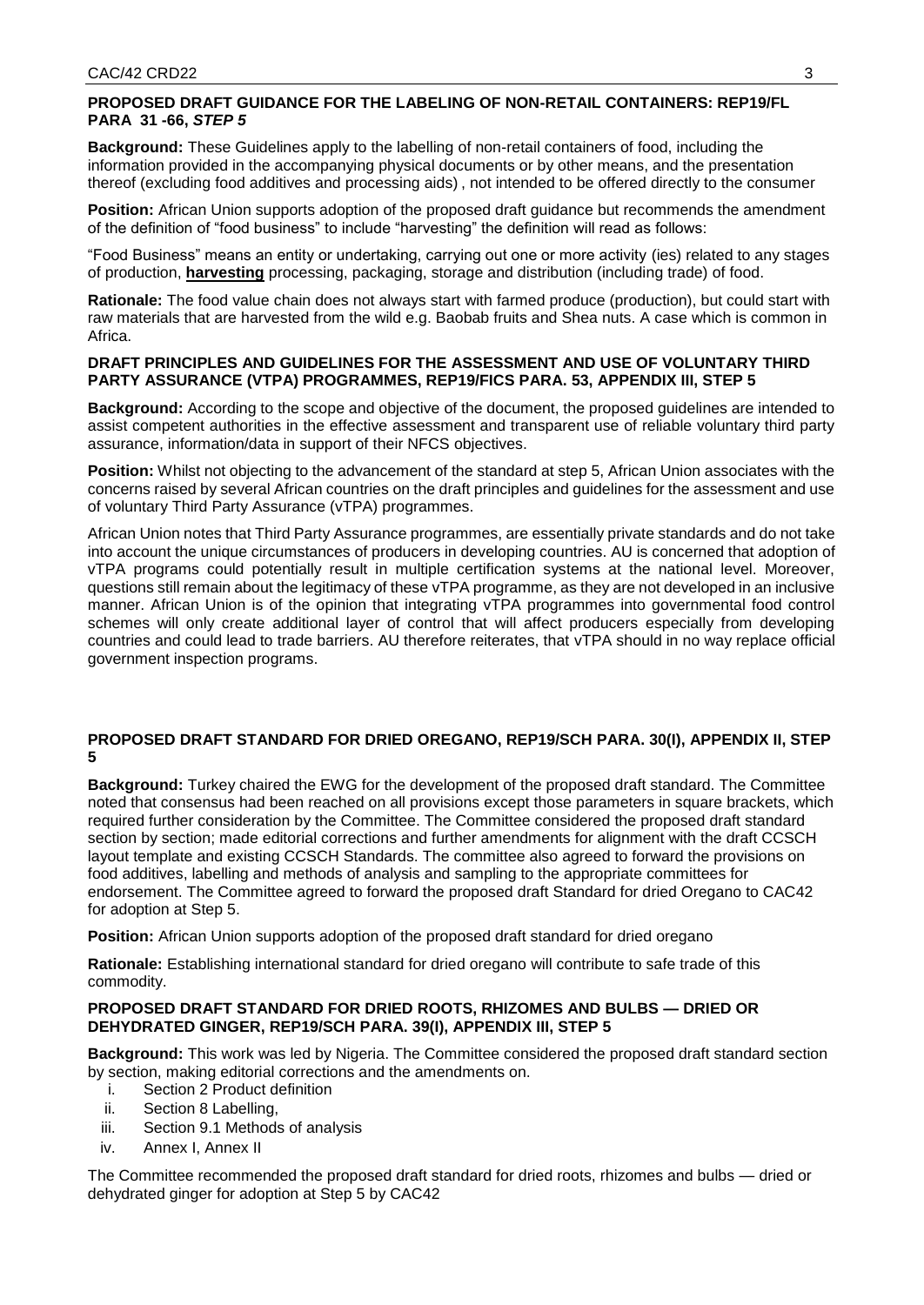**PROPOSED DRAFT GUIDANCE FOR THE LABELING OF NON-RETAIL CONTAINERS: REP19/FL PARA 31 -66,** ***STEP 5***

**Background:** These Guidelines apply to the labelling of non-retail containers of food, including the information provided in the accompanying physical documents or by other means, and the presentation thereof (excluding food additives and processing aids) , not intended to be offered directly to the consumer

**Position:** African Union supports adoption of the proposed draft guidance but recommends the amendment of the definition of "food business" to include "harvesting" the definition will read as follows:

"Food Business" means an entity or undertaking, carrying out one or more activity (ies) related to any stages of production, **harvesting** processing, packaging, storage and distribution (including trade) of food.

**Rationale:** The food value chain does not always start with farmed produce (production), but could start with raw materials that are harvested from the wild e.g. Baobab fruits and Shea nuts. A case which is common in Africa.

**DRAFT PRINCIPLES AND GUIDELINES FOR THE ASSESSMENT AND USE OF VOLUNTARY THIRD PARTY ASSURANCE (VTPA) PROGRAMMES, REP19/FICS PARA. 53, APPENDIX III, STEP 5**

**Background:** According to the scope and objective of the document, the proposed guidelines are intended to assist competent authorities in the effective assessment and transparent use of reliable voluntary third party assurance, information/data in support of their NFCS objectives.

**Position:** Whilst not objecting to the advancement of the standard at step 5, African Union associates with the concerns raised by several African countries on the draft principles and guidelines for the assessment and use of voluntary Third Party Assurance (vTPA) programmes.

African Union notes that Third Party Assurance programmes, are essentially private standards and do not take into account the unique circumstances of producers in developing countries. AU is concerned that adoption of vTPA programs could potentially result in multiple certification systems at the national level. Moreover, questions still remain about the legitimacy of these vTPA programme, as they are not developed in an inclusive manner. African Union is of the opinion that integrating vTPA programmes into governmental food control schemes will only create additional layer of control that will affect producers especially from developing countries and could lead to trade barriers. AU therefore reiterates, that vTPA should in no way replace official government inspection programs.

**PROPOSED DRAFT STANDARD FOR DRIED OREGANO, REP19/SCH PARA. 30(I), APPENDIX II, STEP 5**

**Background:** Turkey chaired the EWG for the development of the proposed draft standard. The Committee noted that consensus had been reached on all provisions except those parameters in square brackets, which required further consideration by the Committee. The Committee considered the proposed draft standard section by section; made editorial corrections and further amendments for alignment with the draft CCSCH layout template and existing CCSCH Standards. The committee also agreed to forward the provisions on food additives, labelling and methods of analysis and sampling to the appropriate committees for endorsement. The Committee agreed to forward the proposed draft Standard for dried Oregano to CAC42 for adoption at Step 5.

**Position:** African Union supports adoption of the proposed draft standard for dried oregano

**Rationale:** Establishing international standard for dried oregano will contribute to safe trade of this commodity.

**PROPOSED DRAFT STANDARD FOR DRIED ROOTS, RHIZOMES AND BULBS — DRIED OR DEHYDRATED GINGER, REP19/SCH PARA. 39(I), APPENDIX III, STEP 5**

**Background:** This work was led by Nigeria. The Committee considered the proposed draft standard section by section, making editorial corrections and the amendments on.

i. Section 2 Product definition
ii. Section 8 Labelling,
iii. Section 9.1 Methods of analysis
iv. Annex I, Annex II

The Committee recommended the proposed draft standard for dried roots, rhizomes and bulbs — dried or dehydrated ginger for adoption at Step 5 by CAC42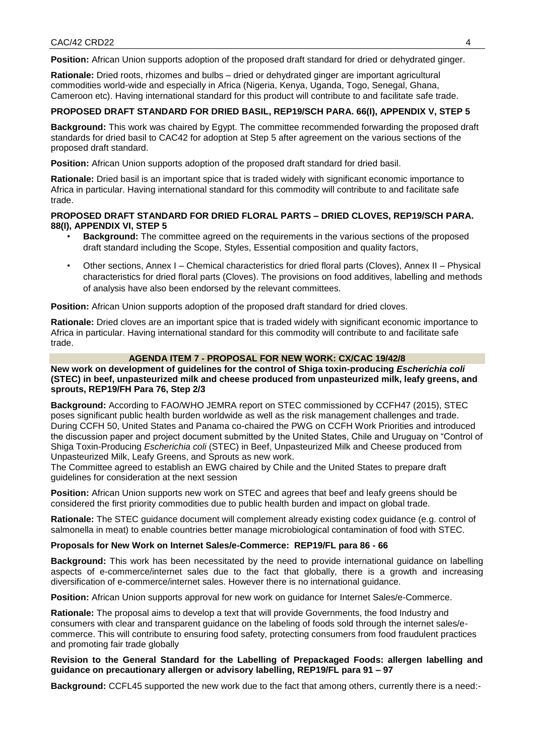**Position:** African Union supports adoption of the proposed draft standard for dried or dehydrated ginger.

**Rationale:** Dried roots, rhizomes and bulbs – dried or dehydrated ginger are important agricultural commodities world-wide and especially in Africa (Nigeria, Kenya, Uganda, Togo, Senegal, Ghana, Cameroon etc). Having international standard for this product will contribute to and facilitate safe trade.

**PROPOSED DRAFT STANDARD FOR DRIED BASIL, REP19/SCH PARA. 66(I), APPENDIX V, STEP 5**

**Background:** This work was chaired by Egypt. The committee recommended forwarding the proposed draft standards for dried basil to CAC42 for adoption at Step 5 after agreement on the various sections of the proposed draft standard.

**Position:** African Union supports adoption of the proposed draft standard for dried basil.

**Rationale:** Dried basil is an important spice that is traded widely with significant economic importance to Africa in particular. Having international standard for this commodity will contribute to and facilitate safe trade.

**PROPOSED DRAFT STANDARD FOR DRIED FLORAL PARTS – DRIED CLOVES, REP19/SCH PARA. 88(I), APPENDIX VI, STEP 5**

- **Background:** The committee agreed on the requirements in the various sections of the proposed draft standard including the Scope, Styles, Essential composition and quality factors,
- Other sections, Annex I – Chemical characteristics for dried floral parts (Cloves), Annex II – Physical characteristics for dried floral parts (Cloves). The provisions on food additives, labelling and methods of analysis have also been endorsed by the relevant committees.

**Position:** African Union supports adoption of the proposed draft standard for dried cloves.

**Rationale:** Dried cloves are an important spice that is traded widely with significant economic importance to Africa in particular. Having international standard for this commodity will contribute to and facilitate safe trade.

## AGENDA ITEM 7 - PROPOSAL FOR NEW WORK: CX/CAC 19/42/8

**New work on development of guidelines for the control of Shiga toxin-producing *Escherichia coli* (STEC) in beef, unpasteurized milk and cheese produced from unpasteurized milk, leafy greens, and sprouts, REP19/FH Para 76, Step 2/3**

**Background:** According to FAO/WHO JEMRA report on STEC commissioned by CCFH47 (2015), STEC poses significant public health burden worldwide as well as the risk management challenges and trade. During CCFH 50, United States and Panama co-chaired the PWG on CCFH Work Priorities and introduced the discussion paper and project document submitted by the United States, Chile and Uruguay on "Control of Shiga Toxin-Producing *Escherichia coli* (STEC) in Beef, Unpasteurized Milk and Cheese produced from Unpasteurized Milk, Leafy Greens, and Sprouts as new work.
The Committee agreed to establish an EWG chaired by Chile and the United States to prepare draft guidelines for consideration at the next session

**Position:** African Union supports new work on STEC and agrees that beef and leafy greens should be considered the first priority commodities due to public health burden and impact on global trade.

**Rationale:** The STEC guidance document will complement already existing codex guidance (e.g. control of salmonella in meat) to enable countries better manage microbiological contamination of food with STEC.

**Proposals for New Work on Internet Sales/e-Commerce: REP19/FL para 86 - 66**

**Background:** This work has been necessitated by the need to provide international guidance on labelling aspects of e-commerce/internet sales due to the fact that globally, there is a growth and increasing diversification of e-commerce/internet sales. However there is no international guidance.

**Position:** African Union supports approval for new work on guidance for Internet Sales/e-Commerce.

**Rationale:** The proposal aims to develop a text that will provide Governments, the food Industry and consumers with clear and transparent guidance on the labeling of foods sold through the internet sales/e-commerce. This will contribute to ensuring food safety, protecting consumers from food fraudulent practices and promoting fair trade globally

**Revision to the General Standard for the Labelling of Prepackaged Foods: allergen labelling and guidance on precautionary allergen or advisory labelling, REP19/FL para 91 – 97**

**Background:** CCFL45 supported the new work due to the fact that among others, currently there is a need:-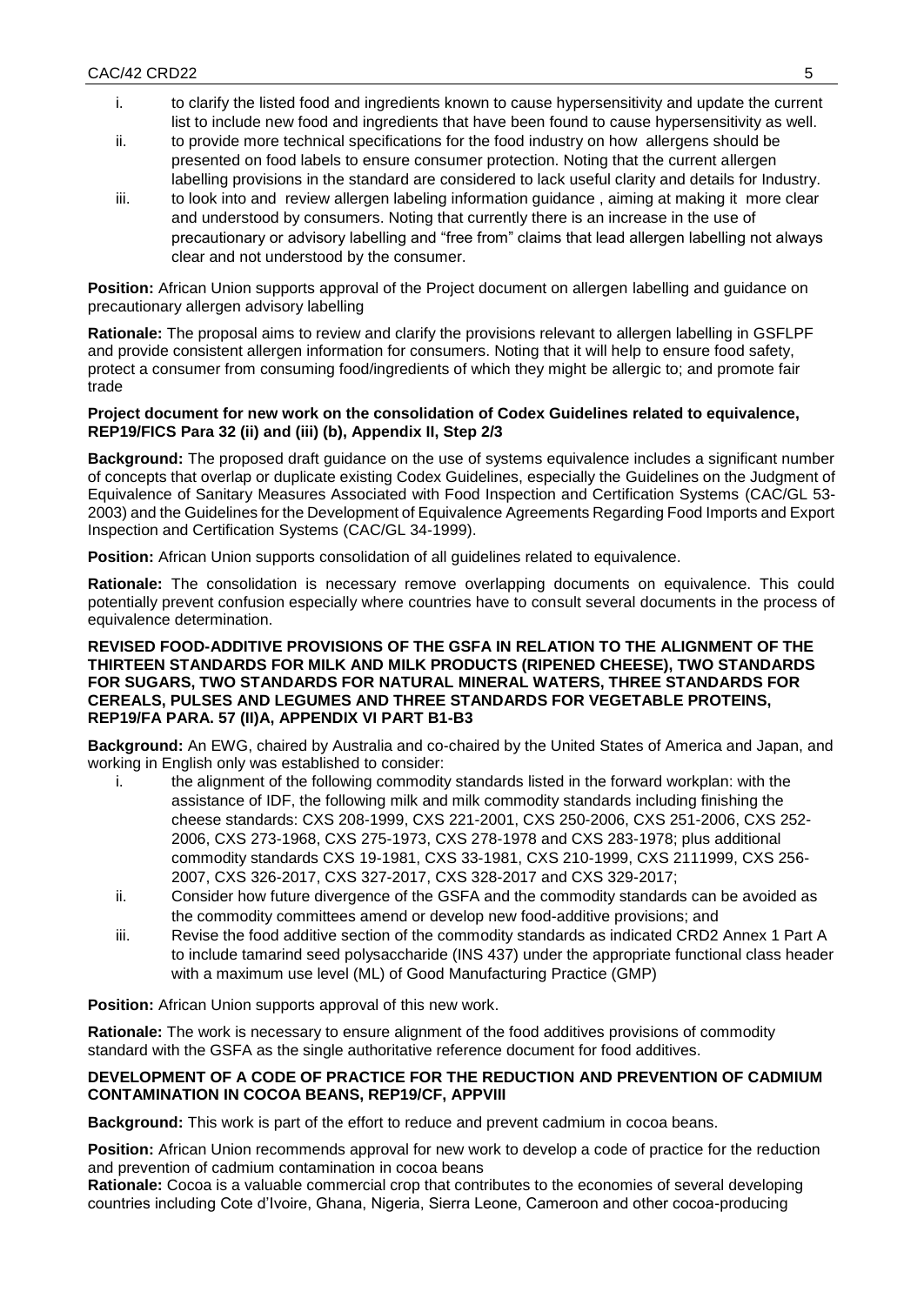i. to clarify the listed food and ingredients known to cause hypersensitivity and update the current list to include new food and ingredients that have been found to cause hypersensitivity as well.
ii. to provide more technical specifications for the food industry on how allergens should be presented on food labels to ensure consumer protection. Noting that the current allergen labelling provisions in the standard are considered to lack useful clarity and details for Industry.
iii. to look into and review allergen labeling information guidance , aiming at making it more clear and understood by consumers. Noting that currently there is an increase in the use of precautionary or advisory labelling and "free from" claims that lead allergen labelling not always clear and not understood by the consumer.

**Position:** African Union supports approval of the Project document on allergen labelling and guidance on precautionary allergen advisory labelling

**Rationale:** The proposal aims to review and clarify the provisions relevant to allergen labelling in GSFLPF and provide consistent allergen information for consumers. Noting that it will help to ensure food safety, protect a consumer from consuming food/ingredients of which they might be allergic to; and promote fair trade

**Project document for new work on the consolidation of Codex Guidelines related to equivalence, REP19/FICS Para 32 (ii) and (iii) (b), Appendix II, Step 2/3**

**Background:** The proposed draft guidance on the use of systems equivalence includes a significant number of concepts that overlap or duplicate existing Codex Guidelines, especially the Guidelines on the Judgment of Equivalence of Sanitary Measures Associated with Food Inspection and Certification Systems (CAC/GL 53-2003) and the Guidelines for the Development of Equivalence Agreements Regarding Food Imports and Export Inspection and Certification Systems (CAC/GL 34-1999).

**Position:** African Union supports consolidation of all guidelines related to equivalence.

**Rationale:** The consolidation is necessary remove overlapping documents on equivalence. This could potentially prevent confusion especially where countries have to consult several documents in the process of equivalence determination.

**REVISED FOOD-ADDITIVE PROVISIONS OF THE GSFA IN RELATION TO THE ALIGNMENT OF THE THIRTEEN STANDARDS FOR MILK AND MILK PRODUCTS (RIPENED CHEESE), TWO STANDARDS FOR SUGARS, TWO STANDARDS FOR NATURAL MINERAL WATERS, THREE STANDARDS FOR CEREALS, PULSES AND LEGUMES AND THREE STANDARDS FOR VEGETABLE PROTEINS, REP19/FA PARA. 57 (II)A, APPENDIX VI PART B1-B3**

**Background:** An EWG, chaired by Australia and co-chaired by the United States of America and Japan, and working in English only was established to consider:

i. the alignment of the following commodity standards listed in the forward workplan: with the assistance of IDF, the following milk and milk commodity standards including finishing the cheese standards: CXS 208-1999, CXS 221-2001, CXS 250-2006, CXS 251-2006, CXS 252-2006, CXS 273-1968, CXS 275-1973, CXS 278-1978 and CXS 283-1978; plus additional commodity standards CXS 19-1981, CXS 33-1981, CXS 210-1999, CXS 2111999, CXS 256-2007, CXS 326-2017, CXS 327-2017, CXS 328-2017 and CXS 329-2017;
ii. Consider how future divergence of the GSFA and the commodity standards can be avoided as the commodity committees amend or develop new food-additive provisions; and
iii. Revise the food additive section of the commodity standards as indicated CRD2 Annex 1 Part A to include tamarind seed polysaccharide (INS 437) under the appropriate functional class header with a maximum use level (ML) of Good Manufacturing Practice (GMP)

**Position:** African Union supports approval of this new work.

**Rationale:** The work is necessary to ensure alignment of the food additives provisions of commodity standard with the GSFA as the single authoritative reference document for food additives.

**DEVELOPMENT OF A CODE OF PRACTICE FOR THE REDUCTION AND PREVENTION OF CADMIUM CONTAMINATION IN COCOA BEANS, REP19/CF, APPVIII**

**Background:** This work is part of the effort to reduce and prevent cadmium in cocoa beans.

**Position:** African Union recommends approval for new work to develop a code of practice for the reduction and prevention of cadmium contamination in cocoa beans

**Rationale:** Cocoa is a valuable commercial crop that contributes to the economies of several developing countries including Cote d'Ivoire, Ghana, Nigeria, Sierra Leone, Cameroon and other cocoa-producing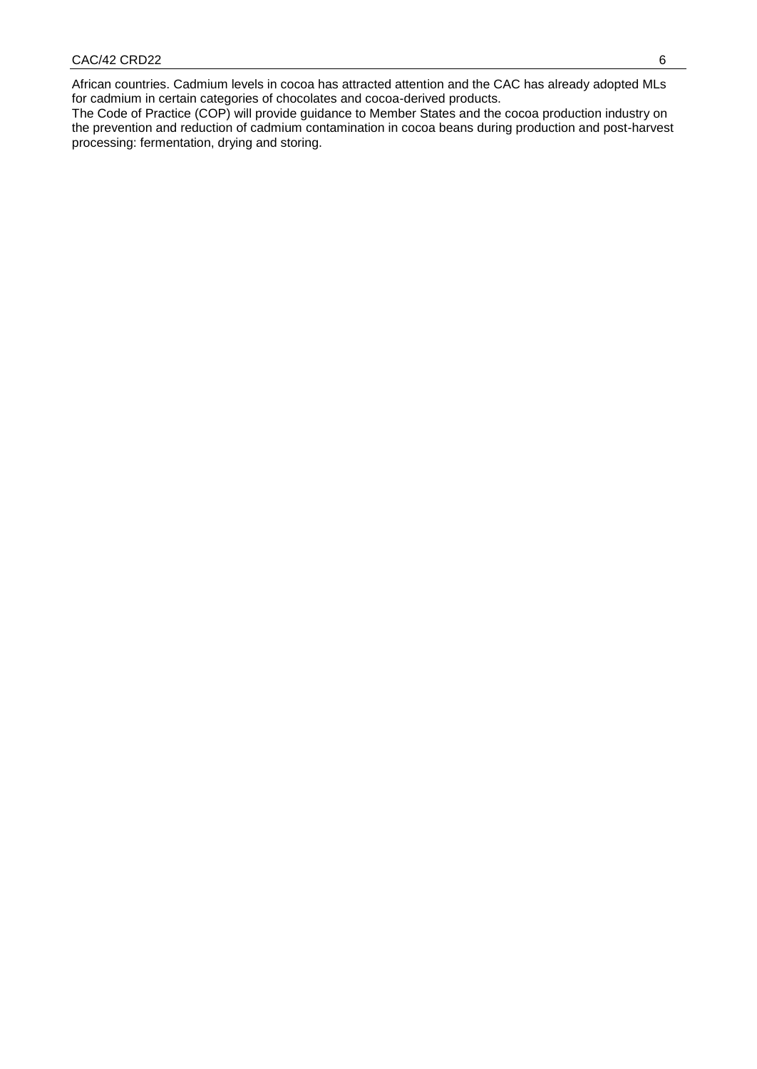African countries. Cadmium levels in cocoa has attracted attention and the CAC has already adopted MLs for cadmium in certain categories of chocolates and cocoa-derived products.

The Code of Practice (COP) will provide guidance to Member States and the cocoa production industry on the prevention and reduction of cadmium contamination in cocoa beans during production and post-harvest processing: fermentation, drying and storing.